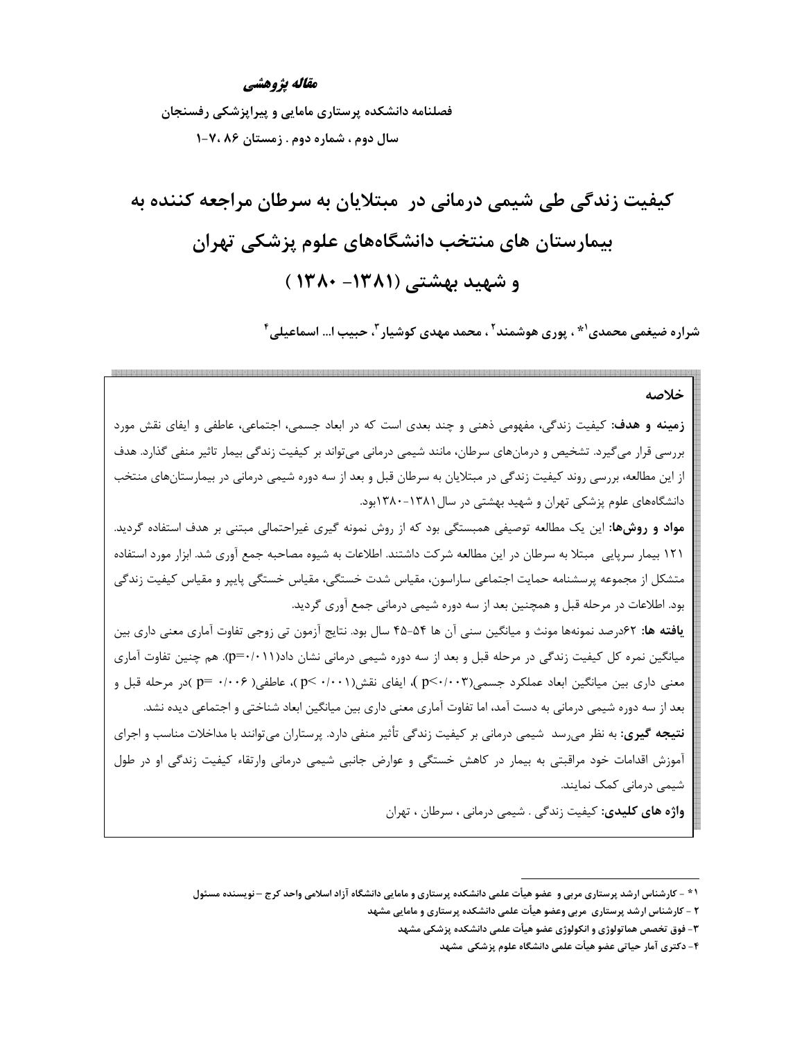**مقاله پژوهشی**

# کیفیت زندگی طی شیمی درمانی در مبتلایان به سرطان مراجعه کننده به بیمارستان های منتخب دانشگاه‌های علوم پزشکی تهران و شهید بهشتی (۱۳۸۱- ۱۳۸۰)

شراره ضیغمی محمدی[۱]*، پوری هوشمند[۲]، محمد مهدی کوشیار[۳]، حبیب ا... اسماعیلی[۴]

## خلاصه

**زمینه و هدف:** کیفیت زندگی، مفهومی ذهنی و چند بعدی است که در ابعاد جسمی، اجتماعی، عاطفی و ایفای نقش مورد بررسی قرار می‌گیرد. تشخیص و درمان‌های سرطان، مانند شیمی درمانی می‌تواند بر کیفیت زندگی بیمار تاثیر منفی گذارد. هدف از این مطالعه، بررسی روند کیفیت زندگی در مبتلایان به سرطان قبل و بعد از سه دوره شیمی درمانی در بیمارستان‌های منتخب دانشگاه‌های علوم پزشکی تهران و شهید بهشتی در سال ۱۳۸۱-۱۳۸۰بود.

**مواد و روش‌ها:** این یک مطالعه توصیفی همبستگی بود که از روش نمونه گیری غیراحتمالی مبتنی بر هدف استفاده گردید. ۱۲۱ بیمار سرپایی مبتلا به سرطان در این مطالعه شرکت داشتند. اطلاعات به شیوه مصاحبه جمع آوری شد. ابزار مورد استفاده متشکل از مجموعه پرسشنامه حمایت اجتماعی ساراسون، مقیاس شدت خستگی، مقیاس خستگی پایپر و مقیاس کیفیت زندگی بود. اطلاعات در مرحله قبل و همچنین بعد از سه دوره شیمی درمانی جمع آوری گردید.

**یافته ها:** ۶۲درصد نمونه‌ها مونث و میانگین سنی آن ها ۵۴-۴۵ سال بود. نتایج آزمون تی زوجی تفاوت آماری معنی داری بین میانگین نمره کل کیفیت زندگی در مرحله قبل و بعد از سه دوره شیمی درمانی نشان داد($p=۰/۰۱۱$). هم چنین تفاوت آماری معنی داری بین میانگین ابعاد عملکرد جسمی($p<۰/۰۰۳$)، ایفای نقش($p<۰/۰۰۱$)، عاطفی($p=۰/۰۰۶$)در مرحله قبل و بعد از سه دوره شیمی درمانی به دست آمد، اما تفاوت آماری معنی داری بین میانگین ابعاد شناختی و اجتماعی دیده نشد.

**نتیجه گیری:** به نظر می‌رسد شیمی درمانی بر کیفیت زندگی تأثیر منفی دارد. پرستاران می‌توانند با مداخلات مناسب و اجرای آموزش اقدامات خود مراقبتی به بیمار در کاهش خستگی و عوارض جانبی شیمی درمانی وارتقاء کیفیت زندگی او در طول شیمی درمانی کمک نمایند.

**واژه های کلیدی:** کیفیت زندگی . شیمی درمانی ، سرطان ، تهران

---

۱* - کارشناس ارشد پرستاری مربی و عضو هیأت علمی دانشکده پرستاری و مامایی دانشگاه آزاد اسلامی واحد کرج – نویسنده مسئول

۲ - کارشناس ارشد پرستاری مربی وعضو هیأت علمی دانشکده پرستاری و مامایی مشهد

۳- فوق تخصص هماتولوژی و انکولوژی عضو هیأت علمی دانشکده پزشکی مشهد

۴- دکتری آمار حیاتی عضو هیأت علمی دانشگاه علوم پزشکی مشهد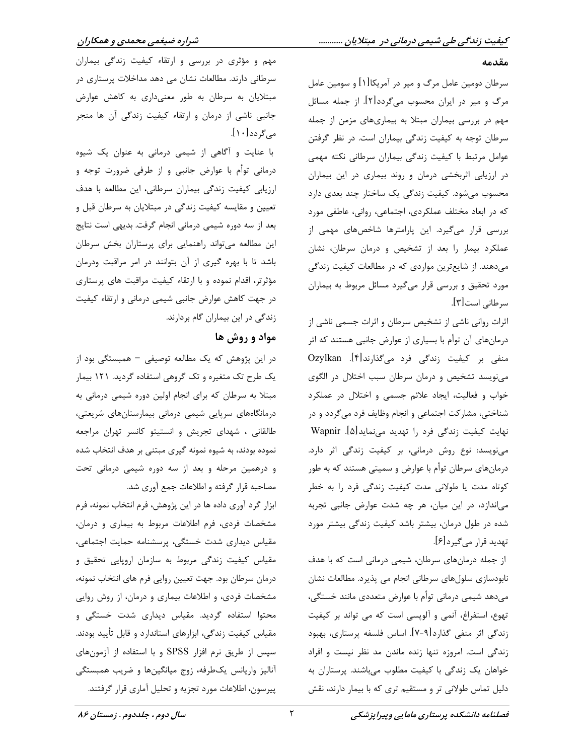## مقدمه

سرطان دومین عامل مرگ و میر در آمریکا[۱] و سومین عامل مرگ و میر در ایران محسوب می‌گردد[۲]. از جمله مسائل مهم در بررسی بیماران مبتلا به بیماری‌های مزمن از جمله سرطان توجه به کیفیت زندگی بیماران است. در نظر گرفتن عوامل مرتبط با کیفیت زندگی بیماران سرطانی نکته مهمی در ارزیابی اثربخشی درمان و روند بیماری در این بیماران محسوب می‌شود. کیفیت زندگی یک ساختار چند بعدی دارد که در ابعاد مختلف عملکردی، اجتماعی، روانی، عاطفی مورد بررسی قرار می‌گیرد. این پارامترها شاخص‌های مهمی از عملکرد بیمار را بعد از تشخیص و درمان سرطان، نشان می‌دهند. از شایع‌ترین مواردی که در مطالعات کیفیت زندگی مورد تحقیق و بررسی قرار می‌گیرد مسائل مربوط به بیماران سرطانی است[۳].

اثرات روانی ناشی از تشخیص سرطان و اثرات جسمی ناشی از درمان‌های آن توأم با بسیاری از عوارض جانبی هستند که اثر منفی بر کیفیت زندگی فرد می‌گذارند[۴]. Ozylkan می‌نویسد تشخیص و درمان سرطان سبب اختلال در الگوی خواب و فعالیت، ایجاد علائم جسمی و اختلال در عملکرد شناختی، مشارکت اجتماعی و انجام وظایف فرد می‌گردد و در نهایت کیفیت زندگی فرد را تهدید می‌نماید[۵]. Wapnir می‌نویسد: نوع روش درمانی، بر کیفیت زندگی اثر دارد. درمان‌های سرطان توأم با عوارض و سمیتی هستند که به طور کوتاه مدت یا طولانی مدت کیفیت زندگی فرد را به خطر می‌اندازد، در این میان، هر چه شدت عوارض جانبی تجربه شده در طول درمان، بیشتر باشد کیفیت زندگی بیشتر مورد تهدید قرار می‌گیرد[۶].

از جمله درمان‌های سرطان، شیمی درمانی است که با هدف نابودسازی سلول‌های سرطانی انجام می پذیرد. مطالعات نشان می‌دهد شیمی درمانی توأم با عوارض متعددی مانند خستگی، تهوع، استفراغ، آنمی و آلوپسی است که می تواند بر کیفیت زندگی اثر منفی گذارد[۹-۷]. اساس فلسفه پرستاری، بهبود زندگی است. امروزه تنها زنده ماندن مد نظر نیست و افراد خواهان یک زندگی با کیفیت مطلوب می‌باشند. پرستاران به دلیل تماس طولانی تر و مستقیم تری که با بیمار دارند، نقش مهم و مؤثری در بررسی و ارتقاء کیفیت زندگی بیماران سرطانی دارند. مطالعات نشان می دهد مداخلات پرستاری در مبتلایان به سرطان به طور معنی‌داری به کاهش عوارض جانبی ناشی از درمان و ارتقاء کیفیت زندگی آن ها منجر می‌گردد[۱۰].

با عنایت و آگاهی از شیمی درمانی به عنوان یک شیوه درمانی توأم با عوارض جانبی و از طرفی ضرورت توجه و ارزیابی کیفیت زندگی بیماران سرطانی، این مطالعه با هدف تعیین و مقایسه کیفیت زندگی در مبتلایان به سرطان قبل و بعد از سه دوره شیمی درمانی انجام گرفت. بدیهی است نتایج این مطالعه می‌تواند راهنمایی برای پرستاران بخش سرطان باشد تا با بهره گیری از آن بتوانند در امر مراقبت ودرمان مؤثرتر، اقدام نموده و با ارتقاء کیفیت مراقبت های پرستاری در جهت کاهش عوارض جانبی شیمی درمانی و ارتقاء کیفیت زندگی در این بیماران گام بردارند.

## مواد و روش ها

در این پژوهش که یک مطالعه توصیفی – همبستگی بود از یک طرح تک متغیره و تک گروهی استفاده گردید. ۱۲۱ بیمار مبتلا به سرطان که برای انجام اولین دوره شیمی درمانی به درمانگاه‌های سرپایی شیمی درمانی بیمارستان‌های شریعتی، طالقانی ، شهدای تجریش و انستیتو کانسر تهران مراجعه نموده بودند، به شیوه نمونه گیری مبتنی بر هدف انتخاب شده و درهمین مرحله و بعد از سه دوره شیمی درمانی تحت مصاحبه قرار گرفته و اطلاعات جمع آوری شد.

ابزار گرد آوری داده ها در این پژوهش، فرم انتخاب نمونه، فرم مشخصات فردی، فرم اطلاعات مربوط به بیماری و درمان، مقیاس دیداری شدت خستگی، پرسشنامه حمایت اجتماعی، مقیاس کیفیت زندگی مربوط به سازمان اروپایی تحقیق و درمان سرطان بود. جهت تعیین روایی فرم های انتخاب نمونه، مشخصات فردی، و اطلاعات بیماری و درمان، از روش روایی محتوا استفاده گردید. مقیاس دیداری شدت خستگی و مقیاس کیفیت زندگی، ابزارهای استاندارد و قابل تأیید بودند. سپس از طریق نرم افزار SPSS و با استفاده از آزمون‌های آنالیز واریانس یک‌طرفه، زوج میانگین‌ها و ضریب همبستگی پیرسون، اطلاعات مورد تجزیه و تحلیل آماری قرار گرفتند.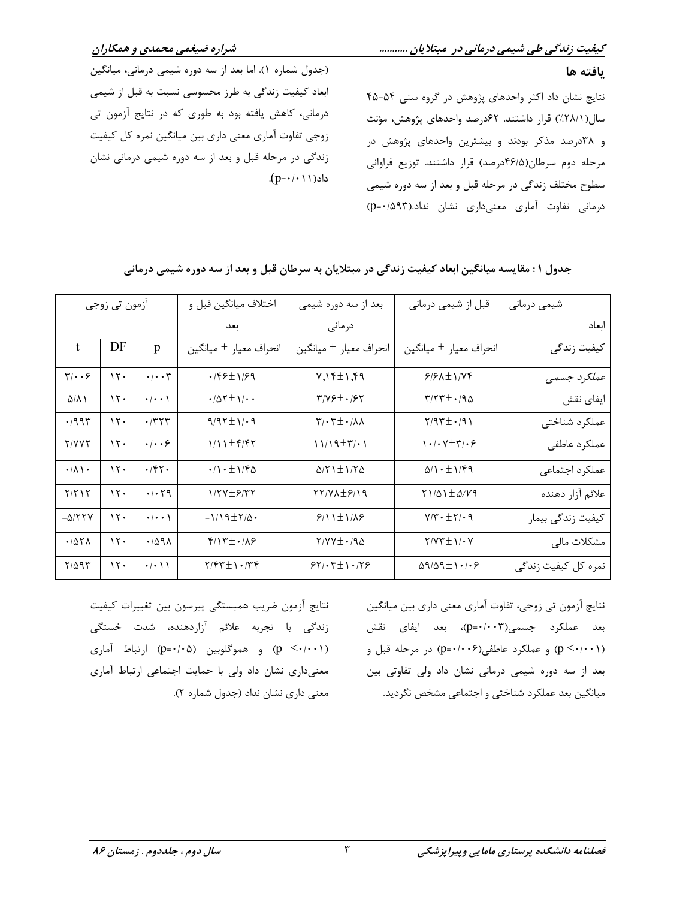## یافته ها

نتایج نشان داد اکثر واحدهای پژوهش در گروه سنی ۵۴-۴۵ سال(۲۸/۱٪) قرار داشتند. ۶۲درصد واحدهای پژوهش، مؤنث و ۳۸درصد مذکر بودند و بیشترین واحدهای پژوهش در مرحله دوم سرطان(۴۶/۵درصد) قرار داشتند. توزیع فراوانی سطوح مختلف زندگی در مرحله قبل و بعد از سه دوره شیمی درمانی تفاوت آماری معنی‌داری نشان نداد.(p=۰/۵۹۳) (جدول شماره ۱). اما بعد از سه دوره شیمی درمانی، میانگین ابعاد کیفیت زندگی به طرز محسوسی نسبت به قبل از شیمی درمانی، کاهش یافته بود به طوری که در نتایج آزمون تی زوجی تفاوت آماری معنی داری بین میانگین نمره کل کیفیت زندگی در مرحله قبل و بعد از سه دوره شیمی درمانی نشان داد(p=۰/۰۱۱).

**جدول ۱ : مقایسه میانگین ابعاد کیفیت زندگی در مبتلایان به سرطان قبل و بعد از سه دوره شیمی درمانی**

| شیمی درمانی / ابعاد کیفیت زندگی | قبل از شیمی درمانی | بعد از سه دوره شیمی درمانی | اختلاف میانگین قبل و بعد | آزمون تی زوجی | | |
|---|---|---|---|---|---|---|
| | انحراف معیار ± میانگین | انحراف معیار ± میانگین | انحراف معیار ± میانگین | p | DF | t |
| عملکرد جسمی | ۶/۶۸±۱/۷۴ | ۷,۱۴±۱,۴۹ | ۰/۴۶±۱/۶۹ | ۰/۰۰۳ | ۱۲۰ | ۳/۰۰۶ |
| ایفای نقش | ۳/۲۳±۰/۹۵ | ۳/۷۶±۰/۶۲ | ۰/۵۲±۱/۰۰ | ۰/۰۰۱ | ۱۲۰ | ۵/۸۱ |
| عملکرد شناختی | ۲/۹۳±۰/۹۱ | ۳/۰۳±۰/۸۸ | ۹/۹۲±۱/۰۹ | ۰/۳۲۳ | ۱۲۰ | ۰/۹۹۳ |
| عملکرد عاطفی | ۱۰/۰۷±۳/۰۶ | ۱۱/۱۹±۳/۰۱ | ۱/۱۱±۴/۴۲ | ۰/۰۰۶ | ۱۲۰ | ۲/۷۷۲ |
| عملکرد اجتماعی | ۵/۱۰±۱/۴۹ | ۵/۲۱±۱/۲۵ | ۰/۱۰±۱/۴۵ | ۰/۴۲۰ | ۱۲۰ | ۰/۸۱۰ |
| علائم آزار دهنده | ۲۱/۵۱±۵/۷۹ | ۲۲/۷۸±۶/۱۹ | ۱/۲۷±۶/۳۲ | ۰/۰۲۹ | ۱۲۰ | ۲/۲۱۲ |
| کیفیت زندگی بیمار | ۷/۳۰±۲/۰۹ | ۶/۱۱±۱/۸۶ | -۱/۱۹±۲/۵۰ | ۰/۰۰۱ | ۱۲۰ | -۵/۲۲۷ |
| مشکلات مالی | ۲/۷۳±۱/۰۷ | ۲/۷۷±۰/۹۵ | ۴/۱۳±۰/۸۶ | ۰/۵۹۸ | ۱۲۰ | ۰/۵۲۸ |
| نمره کل کیفیت زندگی | ۵۹/۵۹±۱۰/۰۶ | ۶۲/۰۳±۱۰/۲۶ | ۲/۴۳±۱۰/۳۴ | ۰/۰۱۱ | ۱۲۰ | ۲/۵۹۳ |

نتایج آزمون تی زوجی، تفاوت آماری معنی داری بین میانگین بعد عملکرد جسمی(p=۰/۰۰۳)، بعد ایفای نقش (p <۰/۰۰۱) و عملکرد عاطفی(p=۰/۰۰۶) در مرحله قبل و بعد از سه دوره شیمی درمانی نشان داد ولی تفاوتی بین میانگین بعد عملکرد شناختی و اجتماعی مشخص نگردید.

نتایج آزمون ضریب همبستگی پیرسون بین تغییرات کیفیت زندگی با تجربه علائم آزاردهنده، شدت خستگی (p <۰/۰۰۱) و هموگلوبین (p=۰/۰۵) ارتباط آماری معنی‌داری نشان داد ولی با حمایت اجتماعی ارتباط آماری معنی داری نشان نداد (جدول شماره ۲).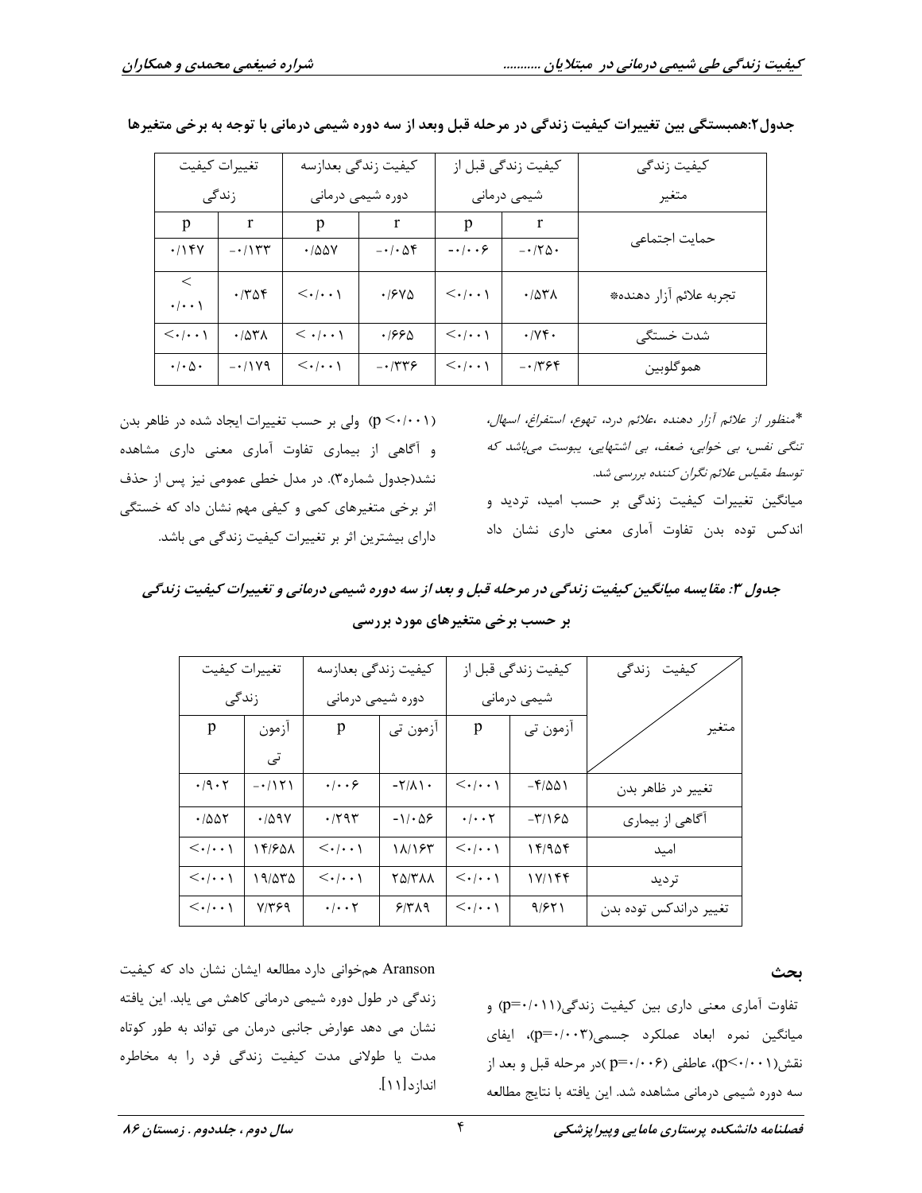**جدول۲:همبستگی بین تغییرات کیفیت زندگی در مرحله قبل وبعد از سه دوره شیمی درمانی با توجه به برخی متغیرها**

| کیفیت زندگی / متغیر | کیفیت زندگی قبل از شیمی درمانی | | کیفیت زندگی بعدازسه دوره شیمی درمانی | | تغییرات کیفیت زندگی | |
|---|---|---|---|---|---|---|
| | r | p | r | p | r | p |
| حمایت اجتماعی | -۰/۲۵۰ | -۰/۰۰۶ | -۰/۰۵۴ | ۰/۵۵۷ | -۰/۱۳۳ | ۰/۱۴۷ |
| تجربه علائم آزار دهنده* | ۰/۵۳۸ | <۰/۰۰۱ | ۰/۶۷۵ | <۰/۰۰۱ | ۰/۳۵۴ | < ۰/۰۰۱ |
| شدت خستگی | ۰/۷۴۰ | <۰/۰۰۱ | ۰/۶۶۵ | < ۰/۰۰۱ | ۰/۵۳۸ | <۰/۰۰۱ |
| هموگلوبین | -۰/۳۶۴ | <۰/۰۰۱ | -۰/۳۳۶ | <۰/۰۰۱ | -۰/۱۷۹ | ۰/۰۵۰ |

*منظور از علائم آزار دهنده ،علائم درد، تهوع، استفراغ، اسهال، تنگی نفس، بی خوابی، ضعف، بی اشتهایی، یبوست می‌باشد که توسط مقیاس علائم نگران کننده بررسی شد.*

میانگین تغییرات کیفیت زندگی بر حسب امید، تردید و اندکس توده بدن تفاوت آماری معنی داری نشان داد (p <۰/۰۰۱) ولی بر حسب تغییرات ایجاد شده در ظاهر بدن و آگاهی از بیماری تفاوت آماری معنی داری مشاهده نشد(جدول شماره۳). در مدل خطی عمومی نیز پس از حذف اثر برخی متغیرهای کمی و کیفی مهم نشان داد که خستگی دارای بیشترین اثر بر تغییرات کیفیت زندگی می باشد.

***جدول ۳: مقایسه میانگین کیفیت زندگی در مرحله قبل و بعد از سه دوره شیمی درمانی و تغییرات کیفیت زندگی بر حسب برخی متغیرهای مورد بررسی***

| کیفیت زندگی / متغیر | کیفیت زندگی قبل از شیمی درمانی | | کیفیت زندگی بعدازسه دوره شیمی درمانی | | تغییرات کیفیت زندگی | |
|---|---|---|---|---|---|---|
| | آزمون تی | p | آزمون تی | p | آزمون تی | p |
| تغییر در ظاهر بدن | -۴/۵۵۱ | <۰/۰۰۱ | -۲/۸۱۰ | ۰/۰۰۶ | -۰/۱۲۱ | ۰/۹۰۲ |
| آگاهی از بیماری | -۳/۱۶۵ | ۰/۰۰۲ | -۱/۰۵۶ | ۰/۲۹۳ | ۰/۵۹۷ | ۰/۵۵۲ |
| امید | ۱۴/۹۵۴ | <۰/۰۰۱ | ۱۸/۱۶۳ | <۰/۰۰۱ | ۱۴/۶۵۸ | <۰/۰۰۱ |
| تردید | ۱۷/۱۴۴ | <۰/۰۰۱ | ۲۵/۳۸۸ | <۰/۰۰۱ | ۱۹/۵۳۵ | <۰/۰۰۱ |
| تغییر دراندکس توده بدن | ۹/۶۲۱ | <۰/۰۰۱ | ۶/۳۸۹ | ۰/۰۰۲ | ۷/۳۶۹ | <۰/۰۰۱ |

## بحث

تفاوت آماری معنی داری بین کیفیت زندگی(p=۰/۰۱۱) و میانگین نمره ابعاد عملکرد جسمی(p=۰/۰۰۳)، ایفای نقش(p<۰/۰۰۱)، عاطفی (p=۰/۰۰۶ )در مرحله قبل و بعد از سه دوره شیمی درمانی مشاهده شد. این یافته با نتایج مطالعه Aranson همخوانی دارد مطالعه ایشان نشان داد که کیفیت زندگی در طول دوره شیمی درمانی کاهش می یابد. این یافته نشان می دهد عوارض جانبی درمان می تواند به طور کوتاه مدت یا طولانی مدت کیفیت زندگی فرد را به مخاطره اندازد[۱۱].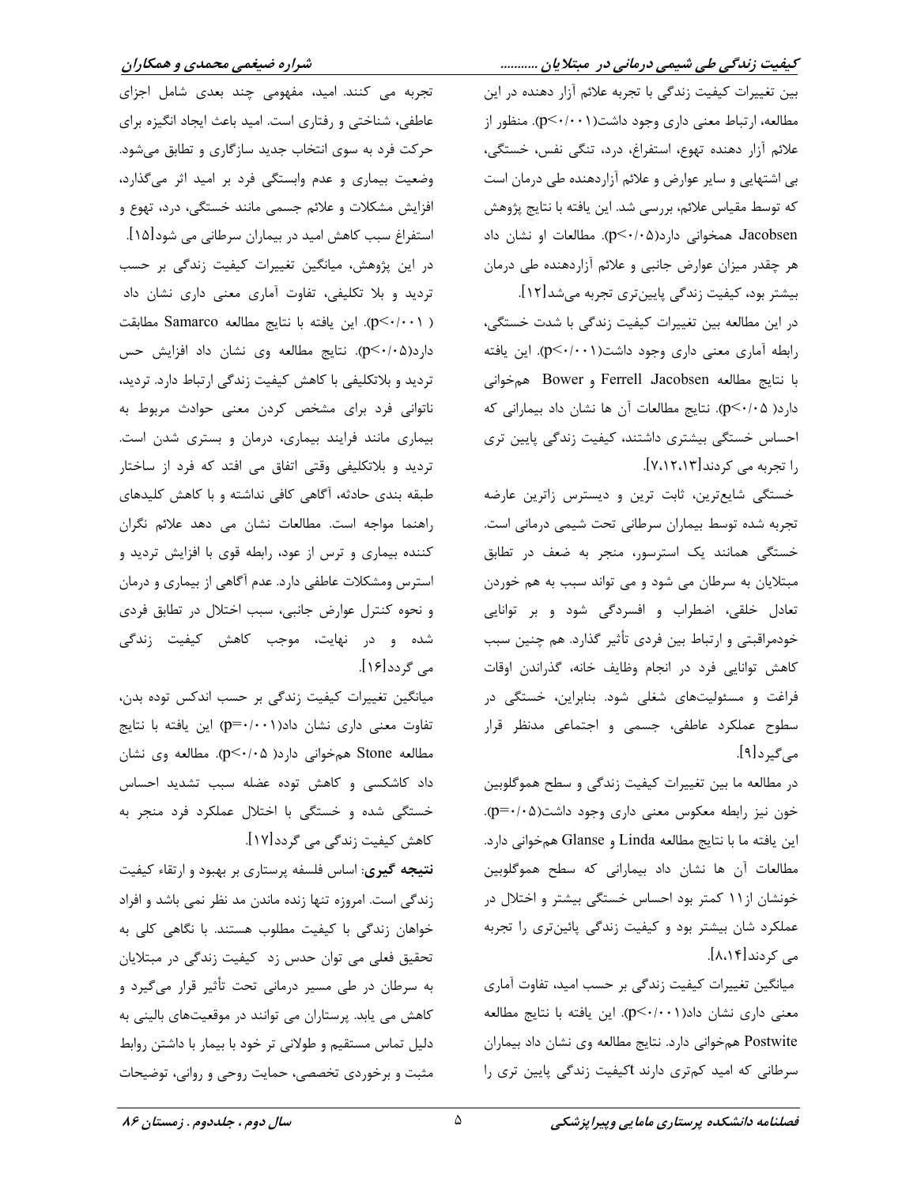بین تغییرات کیفیت زندگی با تجربه علائم آزار دهنده در این مطالعه، ارتباط معنی داری وجود داشت($p<0/001$). منظور از علائم آزار دهنده تهوع، استفراغ، درد، تنگی نفس، خستگی، بی اشتهایی و سایر عوارض و علائم آزاردهنده طی درمان است که توسط مقیاس علائم، بررسی شد. این یافته با نتایج پژوهش Jacobsen همخوانی دارد($p<0/05$). مطالعات او نشان داد هر چقدر میزان عوارض جانبی و علائم آزاردهنده طی درمان بیشتر بود، کیفیت زندگی پایین‌تری تجربه می‌شد[12].

در این مطالعه بین تغییرات کیفیت زندگی با شدت خستگی، رابطه آماری معنی داری وجود داشت($p<0/001$). این یافته با نتایج مطالعه Jacobsen، Ferrell و Bower همخوانی دارد( $p<0/05$). نتایج مطالعات آن ها نشان داد بیمارانی که احساس خستگی بیشتری داشتند، کیفیت زندگی پایین تری را تجربه می کردند[7،12،13].

خستگی شایع‌ترین، ثابت ترین و دیسترس زاترین عارضه تجربه شده توسط بیماران سرطانی تحت شیمی درمانی است. خستگی همانند یک استرسور، منجر به ضعف در تطابق مبتلایان به سرطان می شود و می تواند سبب به هم خوردن تعادل خلقی، اضطراب و افسردگی شود و بر توانایی خودمراقبتی و ارتباط بین فردی تأثیر گذارد. هم چنین سبب کاهش توانایی فرد در انجام وظایف خانه، گذراندن اوقات فراغت و مسئولیت‌های شغلی شود. بنابراین، خستگی در سطوح عملکرد عاطفی، جسمی و اجتماعی مدنظر قرار می‌گیرد[9].

در مطالعه ما بین تغییرات کیفیت زندگی و سطح هموگلوبین خون نیز رابطه معکوس معنی داری وجود داشت($p=0/05$). این یافته ما با نتایج مطالعه Linda و Glanse همخوانی دارد. مطالعات آن ها نشان داد بیمارانی که سطح هموگلوبین خونشان از11 کمتر بود احساس خستگی بیشتر و اختلال در عملکرد شان بیشتر بود و کیفیت زندگی پائین‌تری را تجربه می کردند[8،14].

میانگین تغییرات کیفیت زندگی بر حسب امید، تفاوت آماری معنی داری نشان داد($p<0/001$). این یافته با نتایج مطالعه Postwite همخوانی دارد. نتایج مطالعه وی نشان داد بیماران سرطانی که امید کم‌تری دارند tکیفیت زندگی پایین تری را تجربه می کنند. امید، مفهومی چند بعدی شامل اجزای عاطفی، شناختی و رفتاری است. امید باعث ایجاد انگیزه برای حرکت فرد به سوی انتخاب جدید سازگاری و تطابق می‌شود. وضعیت بیماری و عدم وابستگی فرد بر امید اثر می‌گذارد، افزایش مشکلات و علائم جسمی مانند خستگی، درد، تهوع و استفراغ سبب کاهش امید در بیماران سرطانی می شود[15].

در این پژوهش، میانگین تغییرات کیفیت زندگی بر حسب تردید و بلا تکلیفی، تفاوت آماری معنی داری نشان داد ( $p<0/001$). این یافته با نتایج مطالعه Samarco مطابقت دارد($p<0/05$). نتایج مطالعه وی نشان داد افزایش حس تردید و بلاتکلیفی با کاهش کیفیت زندگی ارتباط دارد. تردید، ناتوانی فرد برای مشخص کردن معنی حوادث مربوط به بیماری مانند فرایند بیماری، درمان و بستری شدن است. تردید و بلاتکلیفی وقتی اتفاق می افتد که فرد از ساختار طبقه بندی حادثه، آگاهی کافی نداشته و با کاهش کلیدهای راهنما مواجه است. مطالعات نشان می دهد علائم نگران کننده بیماری و ترس از عود، رابطه قوی با افزایش تردید و استرس ومشکلات عاطفی دارد. عدم آگاهی از بیماری و درمان و نحوه کنترل عوارض جانبی، سبب اختلال در تطابق فردی شده و در نهایت، موجب کاهش کیفیت زندگی می گردد[16].

میانگین تغییرات کیفیت زندگی بر حسب اندکس توده بدن، تفاوت معنی داری نشان داد($p=0/001$) این یافته با نتایج مطالعه Stone همخوانی دارد( $p<0/05$). مطالعه وی نشان داد کاشکسی و کاهش توده عضله سبب تشدید احساس خستگی شده و خستگی با اختلال عملکرد فرد منجر به کاهش کیفیت زندگی می گردد[17].

**نتیجه گیری**: اساس فلسفه پرستاری بر بهبود و ارتقاء کیفیت زندگی است. امروزه تنها زنده ماندن مد نظر نمی باشد و افراد خواهان زندگی با کیفیت مطلوب هستند. با نگاهی کلی به تحقیق فعلی می توان حدس زد کیفیت زندگی در مبتلایان به سرطان در طی مسیر درمانی تحت تأثیر قرار می‌گیرد و کاهش می یابد. پرستاران می توانند در موقعیت‌های بالینی به دلیل تماس مستقیم و طولانی تر خود با بیمار با داشتن روابط مثبت و برخوردی تخصصی، حمایت روحی و روانی، توضیحات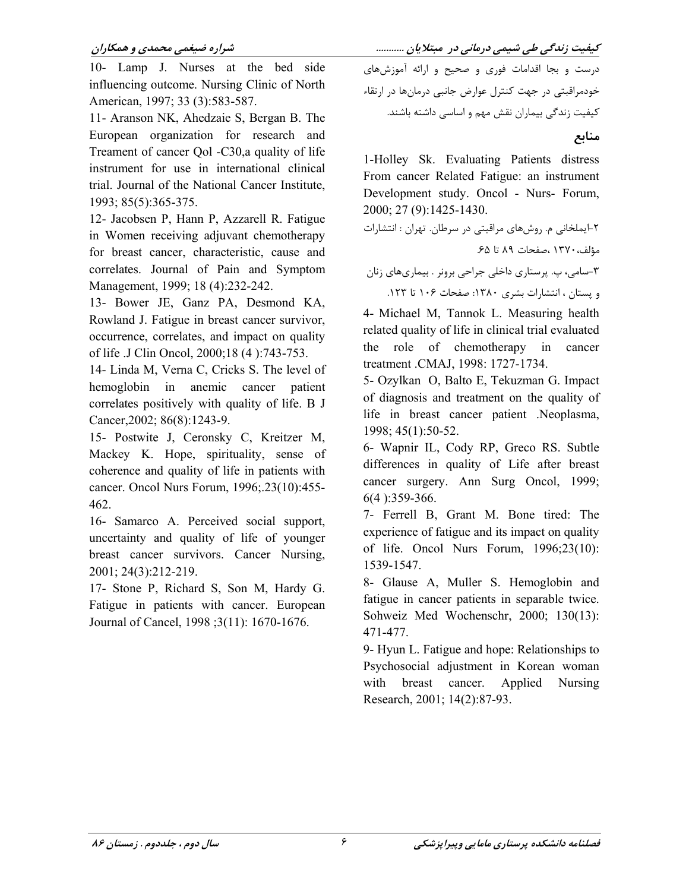درست و بجا اقدامات فوری و صحیح و ارائه آموزش‌های خودمراقبتی در جهت کنترل عوارض جانبی درمان‌ها در ارتقاء کیفیت زندگی بیماران نقش مهم و اساسی داشته باشند.

## منابع

1-Holley Sk. Evaluating Patients distress From cancer Related Fatigue: an instrument Development study. Oncol - Nurs- Forum, 2000; 27 (9):1425-1430.

۲-ایملخانی م. روش‌های مراقبتی در سرطان. تهران : انتشارات مؤلف، ۱۳۷۰ ،صفحات ۸۹ تا ۶۵.

۳-سامی، پ. پرستاری داخلی جراحی برونر . بیماری‌های زنان و پستان ، انتشارات بشری ۱۳۸۰: صفحات ۱۰۶ تا ۱۲۳.

4- Michael M, Tannok L. Measuring health related quality of life in clinical trial evaluated the role of chemotherapy in cancer treatment .CMAJ, 1998: 1727-1734.

5- Ozylkan O, Balto E, Tekuzman G. Impact of diagnosis and treatment on the quality of life in breast cancer patient .Neoplasma, 1998; 45(1):50-52.

6- Wapnir IL, Cody RP, Greco RS. Subtle differences in quality of Life after breast cancer surgery. Ann Surg Oncol, 1999; 6(4 ):359-366.

7- Ferrell B, Grant M. Bone tired: The experience of fatigue and its impact on quality of life. Oncol Nurs Forum, 1996;23(10): 1539-1547.

8- Glause A, Muller S. Hemoglobin and fatigue in cancer patients in separable twice. Sohweiz Med Wochenschr, 2000; 130(13): 471-477.

9- Hyun L. Fatigue and hope: Relationships to Psychosocial adjustment in Korean woman with breast cancer. Applied Nursing Research, 2001; 14(2):87-93.

10- Lamp J. Nurses at the bed side influencing outcome. Nursing Clinic of North American, 1997; 33 (3):583-587.

11- Aranson NK, Ahedzaie S, Bergan B. The European organization for research and Treament of cancer Qol -C30,a quality of life instrument for use in international clinical trial. Journal of the National Cancer Institute, 1993; 85(5):365-375.

12- Jacobsen P, Hann P, Azzarell R. Fatigue in Women receiving adjuvant chemotherapy for breast cancer, characteristic, cause and correlates. Journal of Pain and Symptom Management, 1999; 18 (4):232-242.

13- Bower JE, Ganz PA, Desmond KA, Rowland J. Fatigue in breast cancer survivor, occurrence, correlates, and impact on quality of life .J Clin Oncol, 2000;18 (4 ):743-753.

14- Linda M, Verna C, Cricks S. The level of hemoglobin in anemic cancer patient correlates positively with quality of life. B J Cancer,2002; 86(8):1243-9.

15- Postwite J, Ceronsky C, Kreitzer M, Mackey K. Hope, spirituality, sense of coherence and quality of life in patients with cancer. Oncol Nurs Forum, 1996;.23(10):455-462.

16- Samarco A. Perceived social support, uncertainty and quality of life of younger breast cancer survivors. Cancer Nursing, 2001; 24(3):212-219.

17- Stone P, Richard S, Son M, Hardy G. Fatigue in patients with cancer. European Journal of Cancel, 1998 ;3(11): 1670-1676.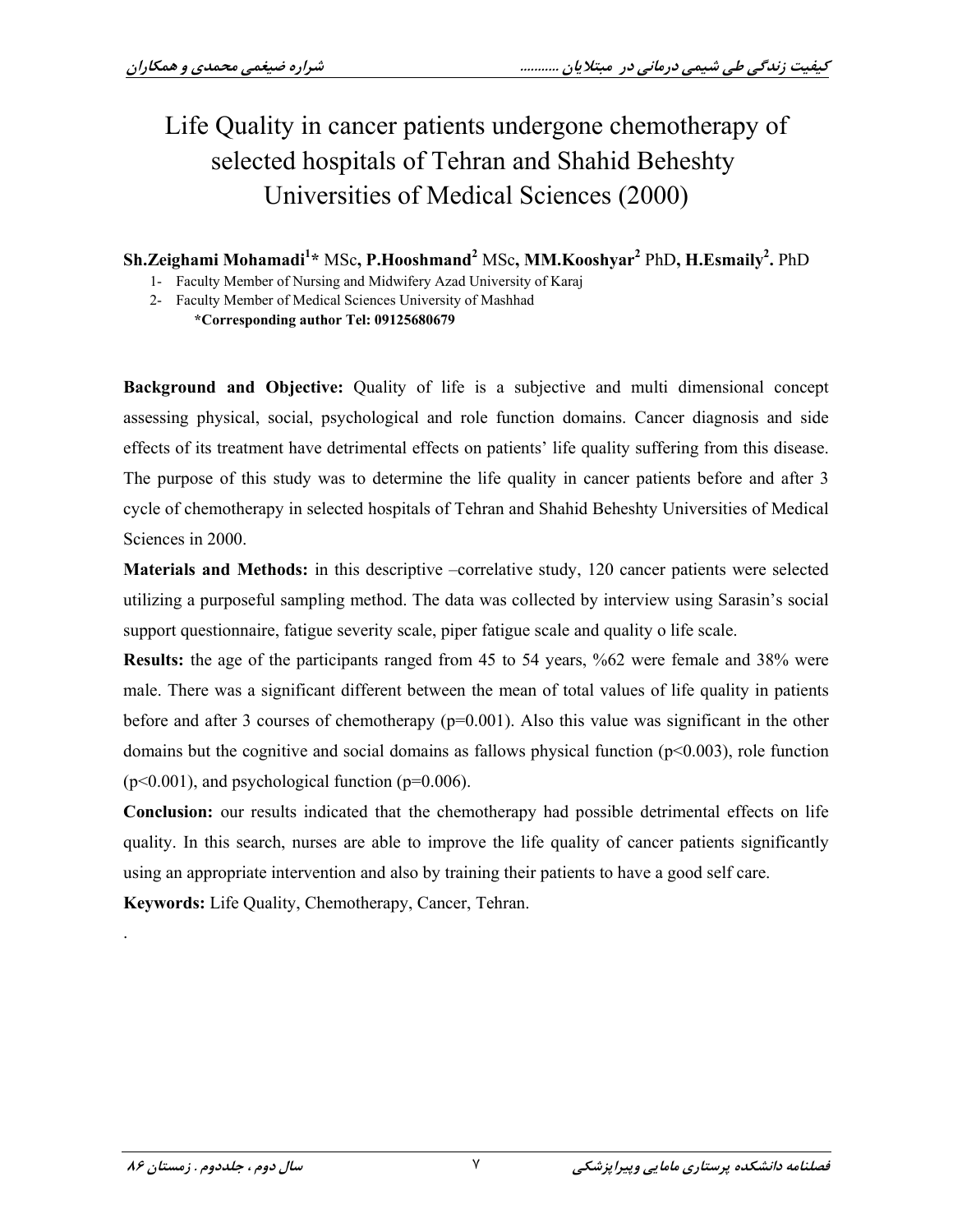# Life Quality in cancer patients undergone chemotherapy of selected hospitals of Tehran and Shahid Beheshty Universities of Medical Sciences (2000)

**Sh.Zeighami Mohamadi[1]*** MSc**, P.Hooshmand[2]** MSc**, MM.Kooshyar[2]** PhD**, H.Esmaily[2].** PhD

1- Faculty Member of Nursing and Midwifery Azad University of Karaj
2- Faculty Member of Medical Sciences University of Mashhad

**\*Corresponding author Tel: 09125680679**

**Background and Objective:** Quality of life is a subjective and multi dimensional concept assessing physical, social, psychological and role function domains. Cancer diagnosis and side effects of its treatment have detrimental effects on patients' life quality suffering from this disease. The purpose of this study was to determine the life quality in cancer patients before and after 3 cycle of chemotherapy in selected hospitals of Tehran and Shahid Beheshty Universities of Medical Sciences in 2000.

**Materials and Methods:** in this descriptive –correlative study, 120 cancer patients were selected utilizing a purposeful sampling method. The data was collected by interview using Sarasin's social support questionnaire, fatigue severity scale, piper fatigue scale and quality o life scale.

**Results:** the age of the participants ranged from 45 to 54 years, %62 were female and 38% were male. There was a significant different between the mean of total values of life quality in patients before and after 3 courses of chemotherapy ($p=0.001$). Also this value was significant in the other domains but the cognitive and social domains as fallows physical function ($p<0.003$), role function ($p<0.001$), and psychological function ($p=0.006$).

**Conclusion:** our results indicated that the chemotherapy had possible detrimental effects on life quality. In this search, nurses are able to improve the life quality of cancer patients significantly using an appropriate intervention and also by training their patients to have a good self care.

**Keywords:** Life Quality, Chemotherapy, Cancer, Tehran.